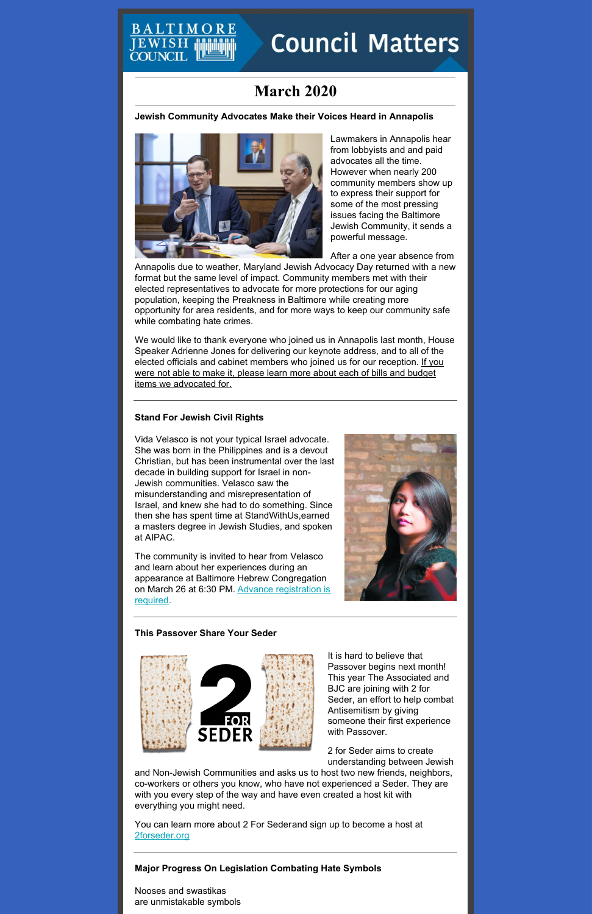# Council Matters

## March 2020

### Jewish Community Advocates Make their Voices Heard in Annapolis

Lawmakers in Annapolis hear from lobbyists and and paid advocates all the time. However when nearly 200 community members show up to express their support for some of the most pressing issues facing the Baltimore Jewish Community, it sends a powerful message.

After a one year absence from Annapolis due to weather, Maryland Jewish Advocacy Day returned with a new format but the same level of impact. Community members met with their elected representatives to advocate for more protections for our aging population, keeping the Preakness in Baltimore while creating more opportunity for area residents, and for more ways to keep our community safe while combating hate crimes.

We would like to thank everyone who joined us in Annapolis last month, House Speaker Adrienne Jones for delivering our keynote address, and to all of the elected officials and cabinet members who joined us for our reception. If you were not able to make it, please learn more about each of bills and budget items we advocated for.

### Stand For Jewish Civil Rights

Vida Velasco is not your typical Israel advocate. She was born in the Philippines and is a devout Christian, but has been instrumental over the last decade in building support for Israel in non-Jewish communities. Velasco saw the misunderstanding and misrepresentation of Israel, and knew she had to do something. Since then she has spent time at StandWithUs,earned a masters degree in Jewish Studies, and spoken at AIPAC.

The community is invited to hear from Velasco and learn about her experiences during an appearance at Baltimore Hebrew Congregation on March 26 at 6:30 PM. Advance registration is required.

### This Passover Share Your Seder

It is hard to believe that Passover begins next month! This year The Associated and BJC are joining with 2 for Seder, an effort to help combat Antisemitism by giving someone their first experience with Passover.

2 for Seder aims to create understanding between Jewish and Non-Jewish Communities and asks us to host two new friends, neighbors, co-workers or others you know, who have not experienced a Seder. They are with you every step of the way and have even created a host kit with everything you might need.

You can learn more about 2 For Sederand sign up to become a host at 2forseder.org

### Major Progress On Legislation Combating Hate Symbols

Nooses and swastikas
are unmistakable symbols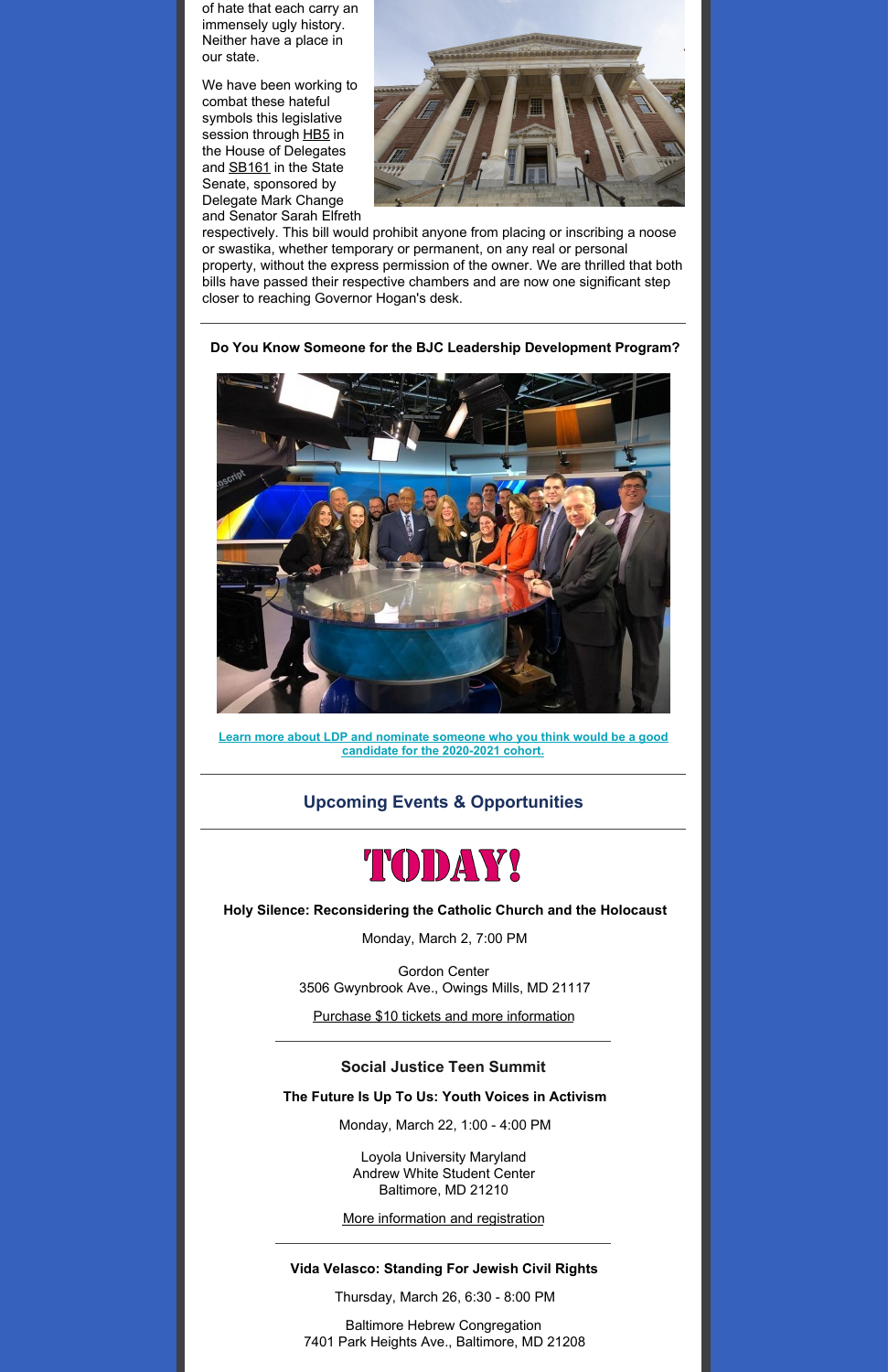of hate that each carry an immensely ugly history. Neither have a place in our state.

We have been working to combat these hateful symbols this legislative session through HB5 in the House of Delegates and SB161 in the State Senate, sponsored by Delegate Mark Change and Senator Sarah Elfreth respectively. This bill would prohibit anyone from placing or inscribing a noose or swastika, whether temporary or permanent, on any real or personal property, without the express permission of the owner. We are thrilled that both bills have passed their respective chambers and are now one significant step closer to reaching Governor Hogan's desk.

---

**Do You Know Someone for the BJC Leadership Development Program?**

[Learn more about LDP and nominate someone who you think would be a good candidate for the 2020-2021 cohort.]

---

## Upcoming Events & Opportunities

---

# TODAY!

**Holy Silence: Reconsidering the Catholic Church and the Holocaust**

Monday, March 2, 7:00 PM

Gordon Center
3506 Gwynbrook Ave., Owings Mills, MD 21117

Purchase $10 tickets and more information

---

### Social Justice Teen Summit

**The Future Is Up To Us: Youth Voices in Activism**

Monday, March 22, 1:00 - 4:00 PM

Loyola University Maryland
Andrew White Student Center
Baltimore, MD 21210

More information and registration

---

**Vida Velasco: Standing For Jewish Civil Rights**

Thursday, March 26, 6:30 - 8:00 PM

Baltimore Hebrew Congregation
7401 Park Heights Ave., Baltimore, MD 21208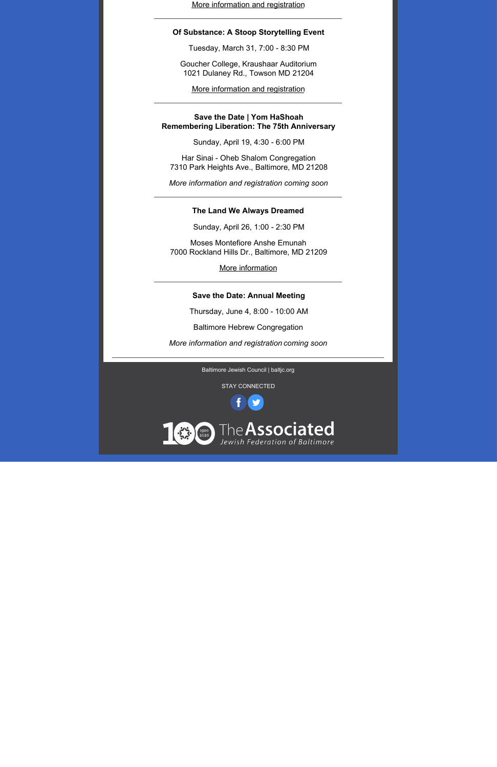More information and registration

---

**Of Substance: A Stoop Storytelling Event**

Tuesday, March 31, 7:00 - 8:30 PM

Goucher College, Kraushaar Auditorium
1021 Dulaney Rd., Towson MD 21204

More information and registration

---

**Save the Date | Yom HaShoah**
**Remembering Liberation: The 75th Anniversary**

Sunday, April 19, 4:30 - 6:00 PM

Har Sinai - Oheb Shalom Congregation
7310 Park Heights Ave., Baltimore, MD 21208

*More information and registration coming soon*

---

**The Land We Always Dreamed**

Sunday, April 26, 1:00 - 2:30 PM

Moses Montefiore Anshe Emunah
7000 Rockland Hills Dr., Baltimore, MD 21209

More information

---

**Save the Date: Annual Meeting**

Thursday, June 4, 8:00 - 10:00 AM

Baltimore Hebrew Congregation

*More information and registration coming soon*

---

Baltimore Jewish Council | baltjc.org

STAY CONNECTED

100 1920 2020 The Associated Jewish Federation of Baltimore